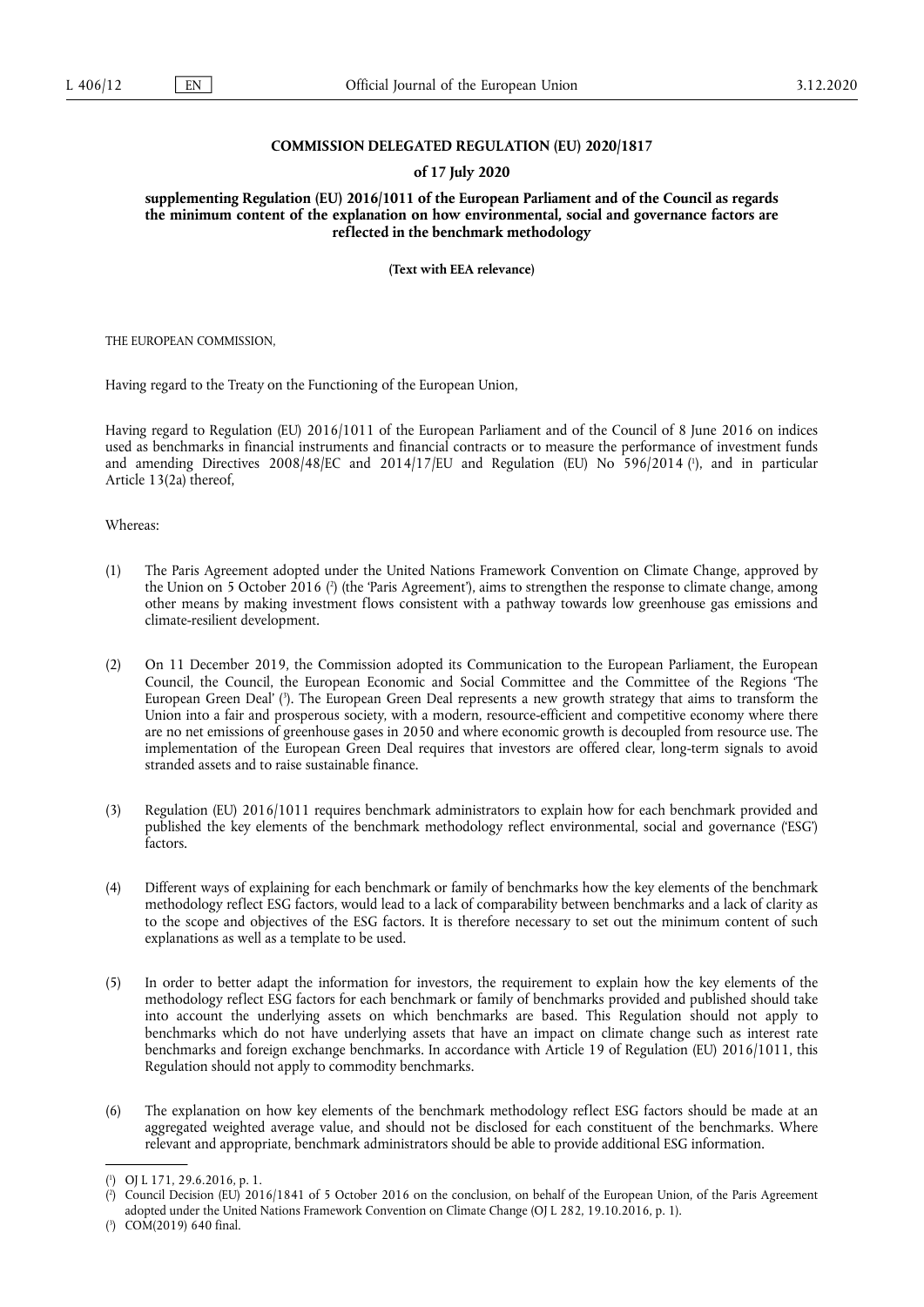# COMMISSION DELEGATED REGULATION (EU) 2020/1817

## of 17 July 2020

## supplementing Regulation (EU) 2016/1011 of the European Parliament and of the Council as regards the minimum content of the explanation on how environmental, social and governance factors are reflected in the benchmark methodology

**(Text with EEA relevance)**

THE EUROPEAN COMMISSION,

Having regard to the Treaty on the Functioning of the European Union,

Having regard to Regulation (EU) 2016/1011 of the European Parliament and of the Council of 8 June 2016 on indices used as benchmarks in financial instruments and financial contracts or to measure the performance of investment funds and amending Directives 2008/48/EC and 2014/17/EU and Regulation (EU) No 596/2014 [1], and in particular Article 13(2a) thereof,

Whereas:

(1) The Paris Agreement adopted under the United Nations Framework Convention on Climate Change, approved by the Union on 5 October 2016 [2] (the 'Paris Agreement'), aims to strengthen the response to climate change, among other means by making investment flows consistent with a pathway towards low greenhouse gas emissions and climate-resilient development.

(2) On 11 December 2019, the Commission adopted its Communication to the European Parliament, the European Council, the Council, the European Economic and Social Committee and the Committee of the Regions 'The European Green Deal' [3]. The European Green Deal represents a new growth strategy that aims to transform the Union into a fair and prosperous society, with a modern, resource-efficient and competitive economy where there are no net emissions of greenhouse gases in 2050 and where economic growth is decoupled from resource use. The implementation of the European Green Deal requires that investors are offered clear, long-term signals to avoid stranded assets and to raise sustainable finance.

(3) Regulation (EU) 2016/1011 requires benchmark administrators to explain how for each benchmark provided and published the key elements of the benchmark methodology reflect environmental, social and governance ('ESG') factors.

(4) Different ways of explaining for each benchmark or family of benchmarks how the key elements of the benchmark methodology reflect ESG factors, would lead to a lack of comparability between benchmarks and a lack of clarity as to the scope and objectives of the ESG factors. It is therefore necessary to set out the minimum content of such explanations as well as a template to be used.

(5) In order to better adapt the information for investors, the requirement to explain how the key elements of the methodology reflect ESG factors for each benchmark or family of benchmarks provided and published should take into account the underlying assets on which benchmarks are based. This Regulation should not apply to benchmarks which do not have underlying assets that have an impact on climate change such as interest rate benchmarks and foreign exchange benchmarks. In accordance with Article 19 of Regulation (EU) 2016/1011, this Regulation should not apply to commodity benchmarks.

(6) The explanation on how key elements of the benchmark methodology reflect ESG factors should be made at an aggregated weighted average value, and should not be disclosed for each constituent of the benchmarks. Where relevant and appropriate, benchmark administrators should be able to provide additional ESG information.

---

[1] OJ L 171, 29.6.2016, p. 1.

[2] Council Decision (EU) 2016/1841 of 5 October 2016 on the conclusion, on behalf of the European Union, of the Paris Agreement adopted under the United Nations Framework Convention on Climate Change (OJ L 282, 19.10.2016, p. 1).

[3] COM(2019) 640 final.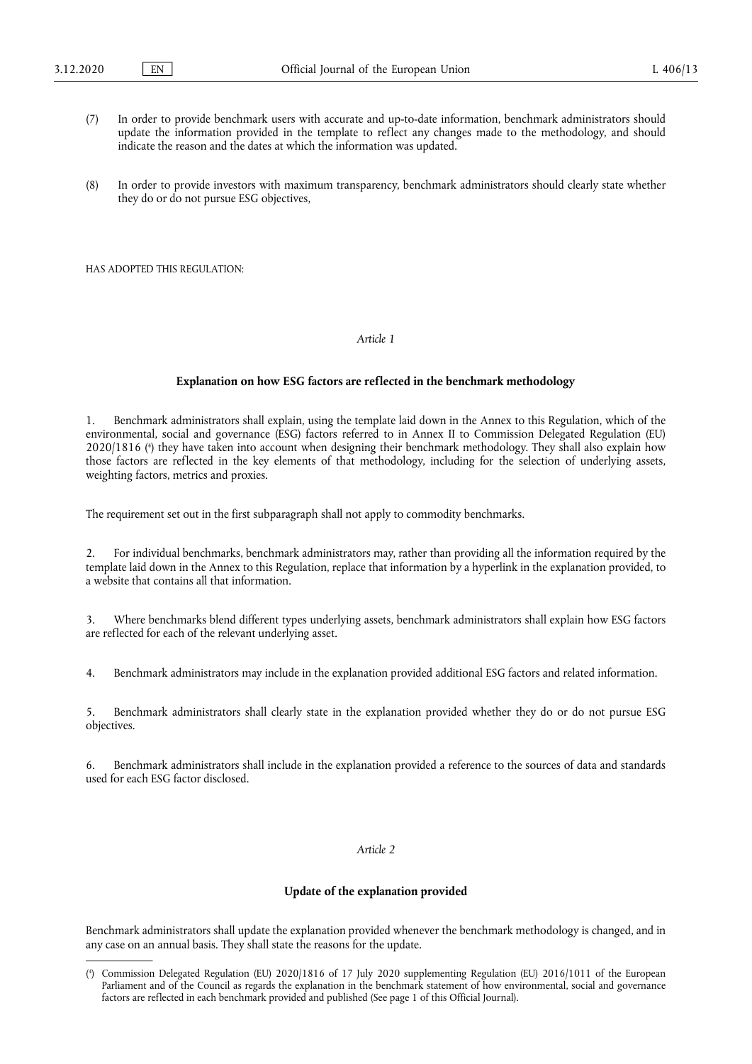(7) In order to provide benchmark users with accurate and up-to-date information, benchmark administrators should update the information provided in the template to reflect any changes made to the methodology, and should indicate the reason and the dates at which the information was updated.

(8) In order to provide investors with maximum transparency, benchmark administrators should clearly state whether they do or do not pursue ESG objectives,

HAS ADOPTED THIS REGULATION:

*Article 1*

**Explanation on how ESG factors are reflected in the benchmark methodology**

1. Benchmark administrators shall explain, using the template laid down in the Annex to this Regulation, which of the environmental, social and governance (ESG) factors referred to in Annex II to Commission Delegated Regulation (EU) 2020/1816 ([4]) they have taken into account when designing their benchmark methodology. They shall also explain how those factors are reflected in the key elements of that methodology, including for the selection of underlying assets, weighting factors, metrics and proxies.

The requirement set out in the first subparagraph shall not apply to commodity benchmarks.

2. For individual benchmarks, benchmark administrators may, rather than providing all the information required by the template laid down in the Annex to this Regulation, replace that information by a hyperlink in the explanation provided, to a website that contains all that information.

3. Where benchmarks blend different types underlying assets, benchmark administrators shall explain how ESG factors are reflected for each of the relevant underlying asset.

4. Benchmark administrators may include in the explanation provided additional ESG factors and related information.

5. Benchmark administrators shall clearly state in the explanation provided whether they do or do not pursue ESG objectives.

6. Benchmark administrators shall include in the explanation provided a reference to the sources of data and standards used for each ESG factor disclosed.

*Article 2*

**Update of the explanation provided**

Benchmark administrators shall update the explanation provided whenever the benchmark methodology is changed, and in any case on an annual basis. They shall state the reasons for the update.

---

([4]) Commission Delegated Regulation (EU) 2020/1816 of 17 July 2020 supplementing Regulation (EU) 2016/1011 of the European Parliament and of the Council as regards the explanation in the benchmark statement of how environmental, social and governance factors are reflected in each benchmark provided and published (See page 1 of this Official Journal).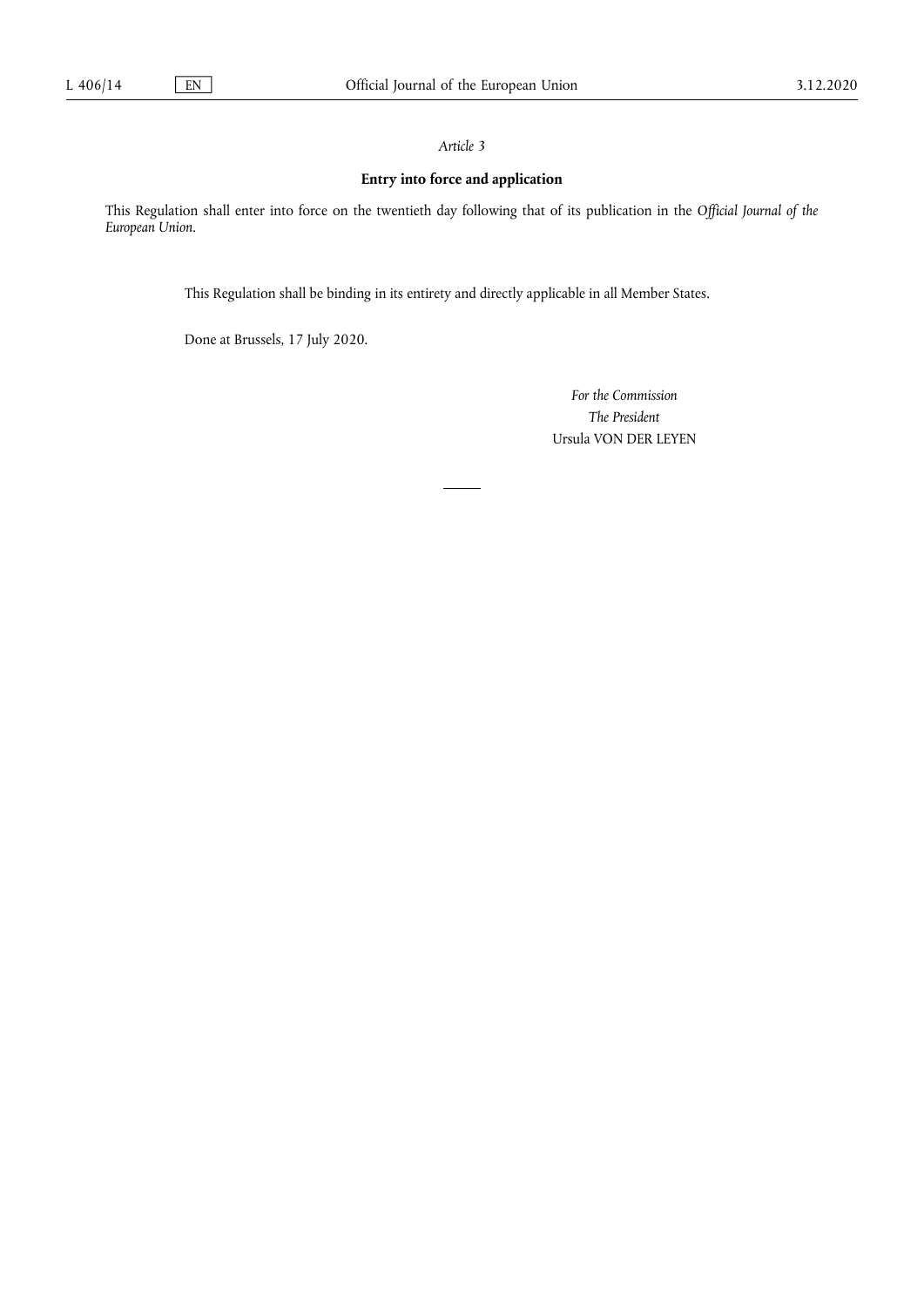*Article 3*

**Entry into force and application**

This Regulation shall enter into force on the twentieth day following that of its publication in the *Official Journal of the European Union*.

This Regulation shall be binding in its entirety and directly applicable in all Member States.

Done at Brussels, 17 July 2020.

*For the Commission*

*The President*

Ursula VON DER LEYEN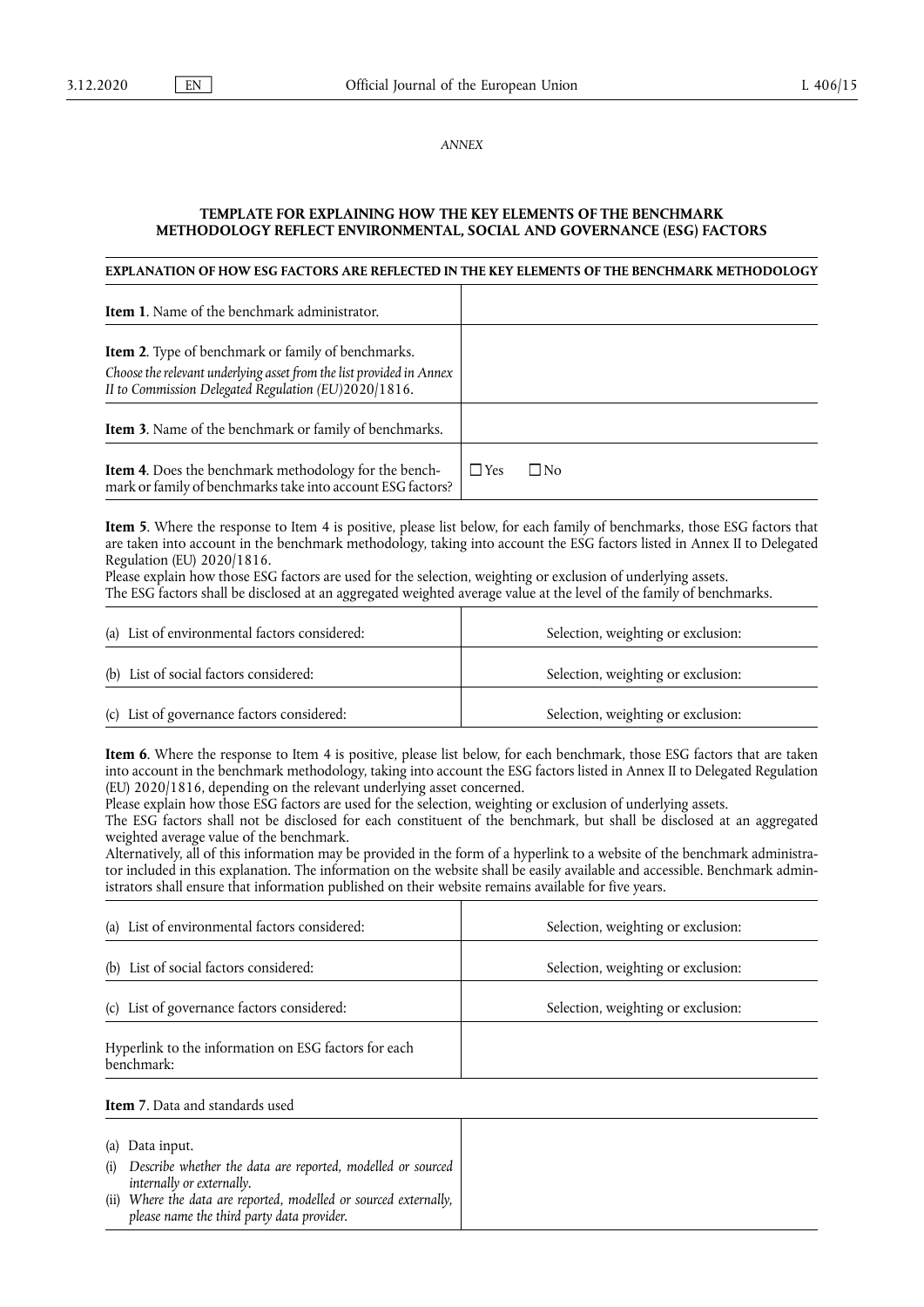*ANNEX*

**TEMPLATE FOR EXPLAINING HOW THE KEY ELEMENTS OF THE BENCHMARK METHODOLOGY REFLECT ENVIRONMENTAL, SOCIAL AND GOVERNANCE (ESG) FACTORS**

**EXPLANATION OF HOW ESG FACTORS ARE REFLECTED IN THE KEY ELEMENTS OF THE BENCHMARK METHODOLOGY**

| | |
|---|---|
| **Item 1**. Name of the benchmark administrator. | |
| **Item 2**. Type of benchmark or family of benchmarks.<br>*Choose the relevant underlying asset from the list provided in Annex II to Commission Delegated Regulation (EU)2020/1816.* | |
| **Item 3**. Name of the benchmark or family of benchmarks. | |
| **Item 4**. Does the benchmark methodology for the benchmark or family of benchmarks take into account ESG factors? | ☐ Yes ☐ No |

**Item 5**. Where the response to Item 4 is positive, please list below, for each family of benchmarks, those ESG factors that are taken into account in the benchmark methodology, taking into account the ESG factors listed in Annex II to Delegated Regulation (EU) 2020/1816.
Please explain how those ESG factors are used for the selection, weighting or exclusion of underlying assets.
The ESG factors shall be disclosed at an aggregated weighted average value at the level of the family of benchmarks.

| | |
|---|---|
| (a) List of environmental factors considered: | Selection, weighting or exclusion: |
| (b) List of social factors considered: | Selection, weighting or exclusion: |
| (c) List of governance factors considered: | Selection, weighting or exclusion: |

**Item 6**. Where the response to Item 4 is positive, please list below, for each benchmark, those ESG factors that are taken into account in the benchmark methodology, taking into account the ESG factors listed in Annex II to Delegated Regulation (EU) 2020/1816, depending on the relevant underlying asset concerned.
Please explain how those ESG factors are used for the selection, weighting or exclusion of underlying assets.
The ESG factors shall not be disclosed for each constituent of the benchmark, but shall be disclosed at an aggregated weighted average value of the benchmark.
Alternatively, all of this information may be provided in the form of a hyperlink to a website of the benchmark administrator included in this explanation. The information on the website shall be easily available and accessible. Benchmark administrators shall ensure that information published on their website remains available for five years.

| | |
|---|---|
| (a) List of environmental factors considered: | Selection, weighting or exclusion: |
| (b) List of social factors considered: | Selection, weighting or exclusion: |
| (c) List of governance factors considered: | Selection, weighting or exclusion: |
| Hyperlink to the information on ESG factors for each benchmark: | |

**Item 7**. Data and standards used

| | |
|---|---|
| (a) Data input.<br>(i) *Describe whether the data are reported, modelled or sourced internally or externally.*<br>(ii) *Where the data are reported, modelled or sourced externally, please name the third party data provider.* | |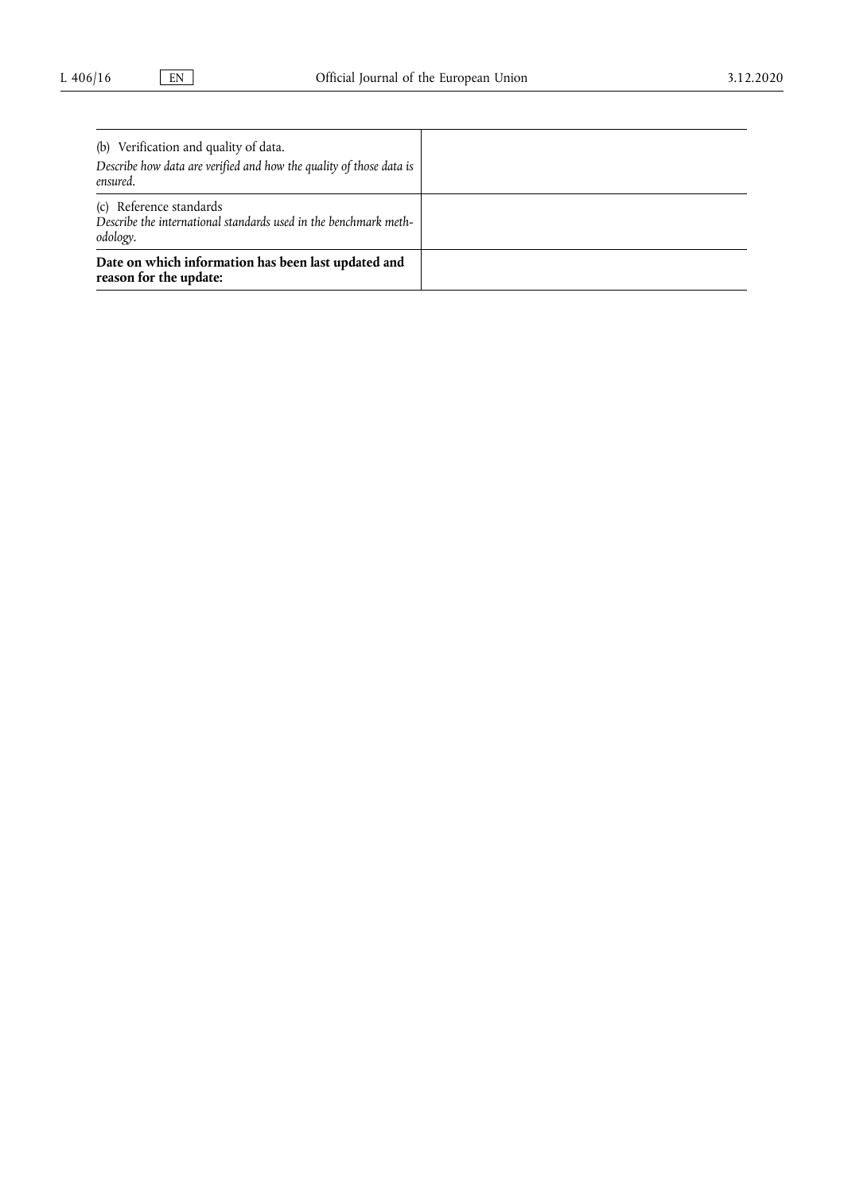| | |
|---|---|
| (b) Verification and quality of data.<br>*Describe how data are verified and how the quality of those data is ensured.* | |
| (c) Reference standards<br>*Describe the international standards used in the benchmark methodology.* | |
| **Date on which information has been last updated and reason for the update:** | |